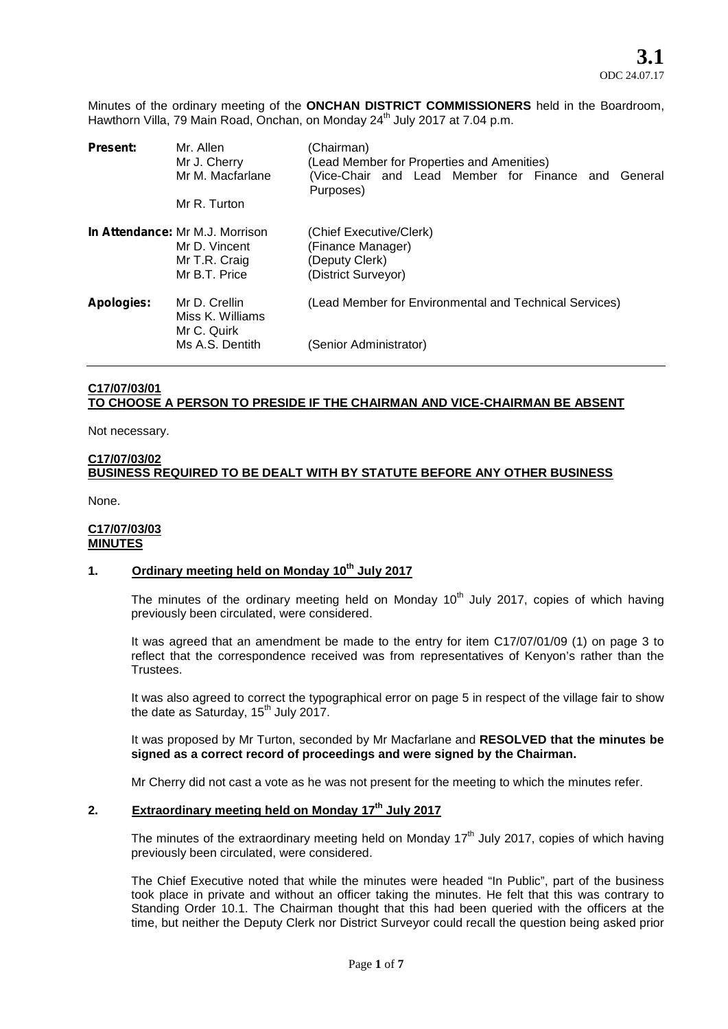**3.1**
ODC 24.07.17

Minutes of the ordinary meeting of the **ONCHAN DISTRICT COMMISSIONERS** held in the Boardroom, Hawthorn Villa, 79 Main Road, Onchan, on Monday 24th July 2017 at 7.04 p.m.

| | | |
|---|---|---|
| **Present:** | Mr. Allen | (Chairman) |
| | Mr J. Cherry | (Lead Member for Properties and Amenities) |
| | Mr M. Macfarlane | (Vice-Chair and Lead Member for Finance and General Purposes) |
| | Mr R. Turton | |
| **In Attendance:** | Mr M.J. Morrison | (Chief Executive/Clerk) |
| | Mr D. Vincent | (Finance Manager) |
| | Mr T.R. Craig | (Deputy Clerk) |
| | Mr B.T. Price | (District Surveyor) |
| **Apologies:** | Mr D. Crellin | (Lead Member for Environmental and Technical Services) |
| | Miss K. Williams | |
| | Mr C. Quirk | |
| | Ms A.S. Dentith | (Senior Administrator) |

**C17/07/03/01**
**TO CHOOSE A PERSON TO PRESIDE IF THE CHAIRMAN AND VICE-CHAIRMAN BE ABSENT**

Not necessary.

**C17/07/03/02**
**BUSINESS REQUIRED TO BE DEALT WITH BY STATUTE BEFORE ANY OTHER BUSINESS**

None.

**C17/07/03/03**
**MINUTES**

**1. Ordinary meeting held on Monday 10th July 2017**

The minutes of the ordinary meeting held on Monday 10th July 2017, copies of which having previously been circulated, were considered.

It was agreed that an amendment be made to the entry for item C17/07/01/09 (1) on page 3 to reflect that the correspondence received was from representatives of Kenyon's rather than the Trustees.

It was also agreed to correct the typographical error on page 5 in respect of the village fair to show the date as Saturday, 15th July 2017.

It was proposed by Mr Turton, seconded by Mr Macfarlane and **RESOLVED that the minutes be signed as a correct record of proceedings and were signed by the Chairman.**

Mr Cherry did not cast a vote as he was not present for the meeting to which the minutes refer.

**2. Extraordinary meeting held on Monday 17th July 2017**

The minutes of the extraordinary meeting held on Monday 17th July 2017, copies of which having previously been circulated, were considered.

The Chief Executive noted that while the minutes were headed "In Public", part of the business took place in private and without an officer taking the minutes. He felt that this was contrary to Standing Order 10.1. The Chairman thought that this had been queried with the officers at the time, but neither the Deputy Clerk nor District Surveyor could recall the question being asked prior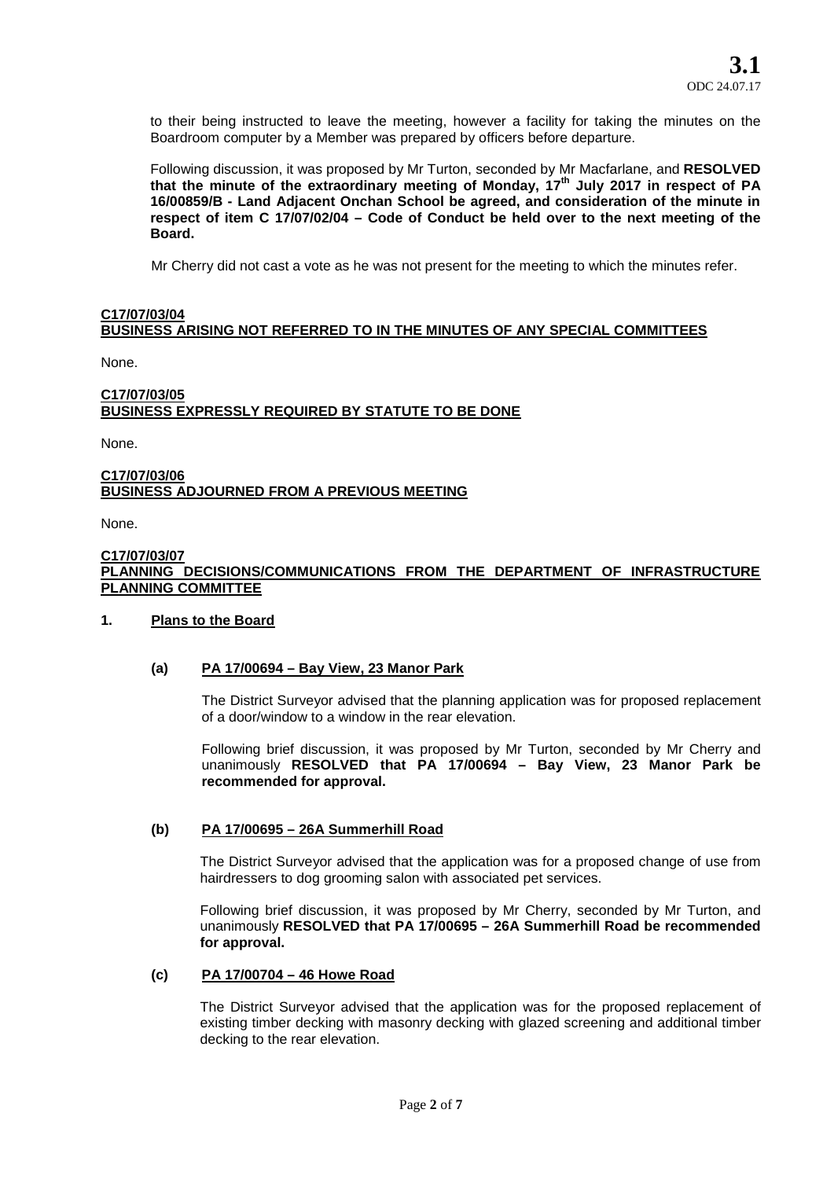to their being instructed to leave the meeting, however a facility for taking the minutes on the Boardroom computer by a Member was prepared by officers before departure.

Following discussion, it was proposed by Mr Turton, seconded by Mr Macfarlane, and **RESOLVED that the minute of the extraordinary meeting of Monday, 17th July 2017 in respect of PA 16/00859/B - Land Adjacent Onchan School be agreed, and consideration of the minute in respect of item C 17/07/02/04 – Code of Conduct be held over to the next meeting of the Board.**

Mr Cherry did not cast a vote as he was not present for the meeting to which the minutes refer.

**C17/07/03/04**
**BUSINESS ARISING NOT REFERRED TO IN THE MINUTES OF ANY SPECIAL COMMITTEES**

None.

**C17/07/03/05**
**BUSINESS EXPRESSLY REQUIRED BY STATUTE TO BE DONE**

None.

**C17/07/03/06**
**BUSINESS ADJOURNED FROM A PREVIOUS MEETING**

None.

**C17/07/03/07**
**PLANNING DECISIONS/COMMUNICATIONS FROM THE DEPARTMENT OF INFRASTRUCTURE PLANNING COMMITTEE**

**1. Plans to the Board**

**(a) PA 17/00694 – Bay View, 23 Manor Park**

The District Surveyor advised that the planning application was for proposed replacement of a door/window to a window in the rear elevation.

Following brief discussion, it was proposed by Mr Turton, seconded by Mr Cherry and unanimously **RESOLVED that PA 17/00694 – Bay View, 23 Manor Park be recommended for approval.**

**(b) PA 17/00695 – 26A Summerhill Road**

The District Surveyor advised that the application was for a proposed change of use from hairdressers to dog grooming salon with associated pet services.

Following brief discussion, it was proposed by Mr Cherry, seconded by Mr Turton, and unanimously **RESOLVED that PA 17/00695 – 26A Summerhill Road be recommended for approval.**

**(c) PA 17/00704 – 46 Howe Road**

The District Surveyor advised that the application was for the proposed replacement of existing timber decking with masonry decking with glazed screening and additional timber decking to the rear elevation.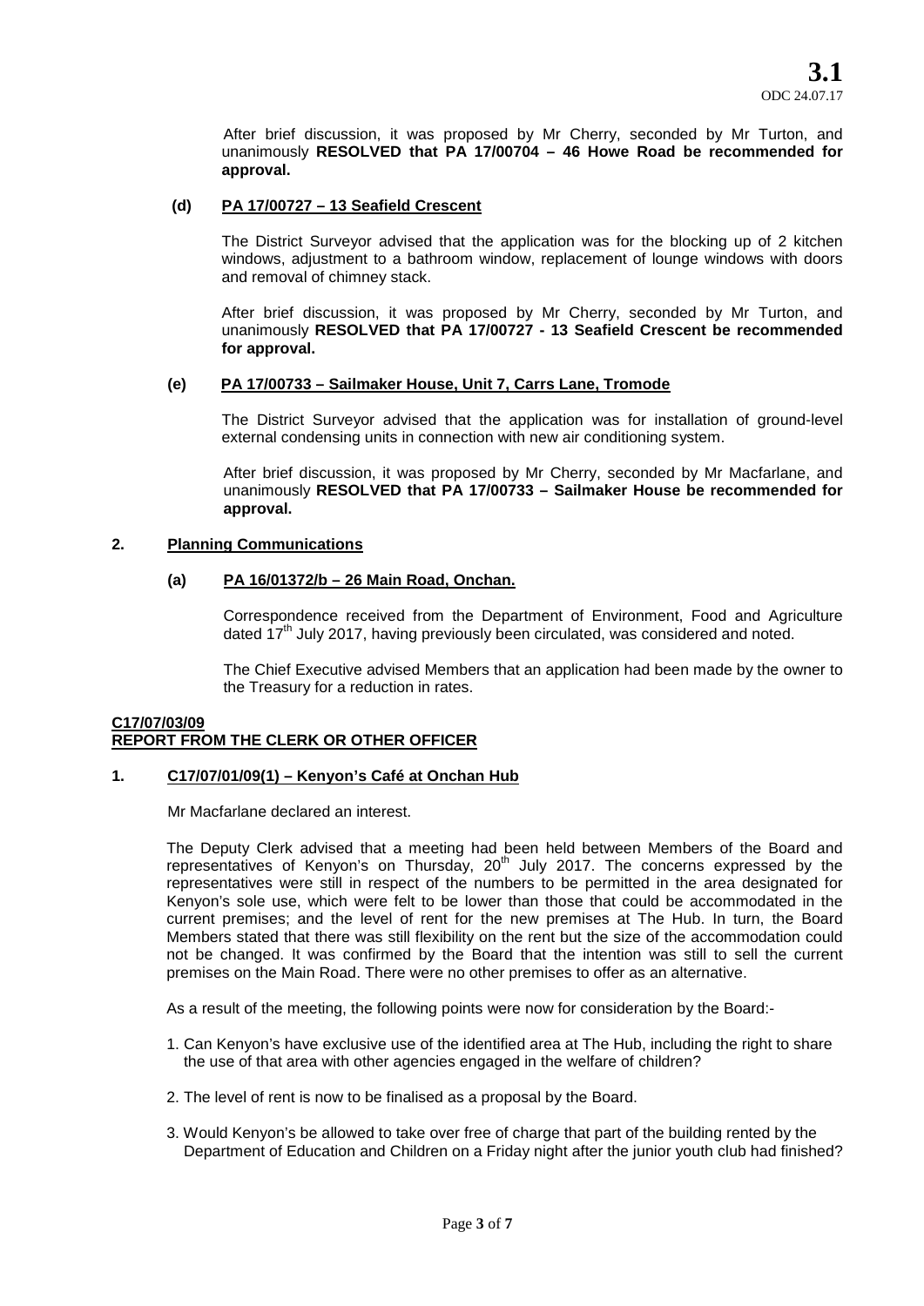After brief discussion, it was proposed by Mr Cherry, seconded by Mr Turton, and unanimously **RESOLVED that PA 17/00704 – 46 Howe Road be recommended for approval.**

**(d) PA 17/00727 – 13 Seafield Crescent**

The District Surveyor advised that the application was for the blocking up of 2 kitchen windows, adjustment to a bathroom window, replacement of lounge windows with doors and removal of chimney stack.

After brief discussion, it was proposed by Mr Cherry, seconded by Mr Turton, and unanimously **RESOLVED that PA 17/00727 - 13 Seafield Crescent be recommended for approval.**

**(e) PA 17/00733 – Sailmaker House, Unit 7, Carrs Lane, Tromode**

The District Surveyor advised that the application was for installation of ground-level external condensing units in connection with new air conditioning system.

After brief discussion, it was proposed by Mr Cherry, seconded by Mr Macfarlane, and unanimously **RESOLVED that PA 17/00733 – Sailmaker House be recommended for approval.**

**2. Planning Communications**

**(a) PA 16/01372/b – 26 Main Road, Onchan.**

Correspondence received from the Department of Environment, Food and Agriculture dated 17th July 2017, having previously been circulated, was considered and noted.

The Chief Executive advised Members that an application had been made by the owner to the Treasury for a reduction in rates.

**C17/07/03/09**
**REPORT FROM THE CLERK OR OTHER OFFICER**

**1. C17/07/01/09(1) – Kenyon's Café at Onchan Hub**

Mr Macfarlane declared an interest.

The Deputy Clerk advised that a meeting had been held between Members of the Board and representatives of Kenyon's on Thursday, 20th July 2017. The concerns expressed by the representatives were still in respect of the numbers to be permitted in the area designated for Kenyon's sole use, which were felt to be lower than those that could be accommodated in the current premises; and the level of rent for the new premises at The Hub. In turn, the Board Members stated that there was still flexibility on the rent but the size of the accommodation could not be changed. It was confirmed by the Board that the intention was still to sell the current premises on the Main Road. There were no other premises to offer as an alternative.

As a result of the meeting, the following points were now for consideration by the Board:-

1. Can Kenyon's have exclusive use of the identified area at The Hub, including the right to share the use of that area with other agencies engaged in the welfare of children?
2. The level of rent is now to be finalised as a proposal by the Board.
3. Would Kenyon's be allowed to take over free of charge that part of the building rented by the Department of Education and Children on a Friday night after the junior youth club had finished?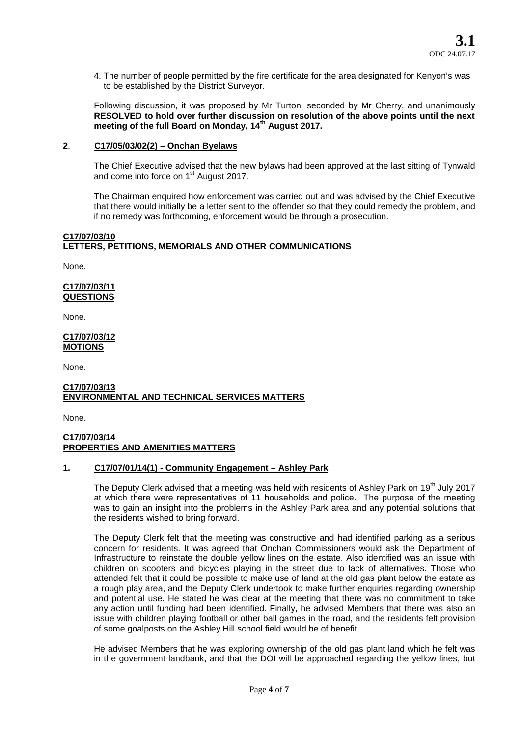4. The number of people permitted by the fire certificate for the area designated for Kenyon's was to be established by the District Surveyor.

Following discussion, it was proposed by Mr Turton, seconded by Mr Cherry, and unanimously **RESOLVED to hold over further discussion on resolution of the above points until the next meeting of the full Board on Monday, 14th August 2017.**

**2**. **C17/05/03/02(2) – Onchan Byelaws**

The Chief Executive advised that the new bylaws had been approved at the last sitting of Tynwald and come into force on 1st August 2017.

The Chairman enquired how enforcement was carried out and was advised by the Chief Executive that there would initially be a letter sent to the offender so that they could remedy the problem, and if no remedy was forthcoming, enforcement would be through a prosecution.

**C17/07/03/10**
**LETTERS, PETITIONS, MEMORIALS AND OTHER COMMUNICATIONS**

None.

**C17/07/03/11**
**QUESTIONS**

None.

**C17/07/03/12**
**MOTIONS**

None.

**C17/07/03/13**
**ENVIRONMENTAL AND TECHNICAL SERVICES MATTERS**

None.

**C17/07/03/14**
**PROPERTIES AND AMENITIES MATTERS**

**1. C17/07/01/14(1) - Community Engagement – Ashley Park**

The Deputy Clerk advised that a meeting was held with residents of Ashley Park on 19th July 2017 at which there were representatives of 11 households and police. The purpose of the meeting was to gain an insight into the problems in the Ashley Park area and any potential solutions that the residents wished to bring forward.

The Deputy Clerk felt that the meeting was constructive and had identified parking as a serious concern for residents. It was agreed that Onchan Commissioners would ask the Department of Infrastructure to reinstate the double yellow lines on the estate. Also identified was an issue with children on scooters and bicycles playing in the street due to lack of alternatives. Those who attended felt that it could be possible to make use of land at the old gas plant below the estate as a rough play area, and the Deputy Clerk undertook to make further enquiries regarding ownership and potential use. He stated he was clear at the meeting that there was no commitment to take any action until funding had been identified. Finally, he advised Members that there was also an issue with children playing football or other ball games in the road, and the residents felt provision of some goalposts on the Ashley Hill school field would be of benefit.

He advised Members that he was exploring ownership of the old gas plant land which he felt was in the government landbank, and that the DOI will be approached regarding the yellow lines, but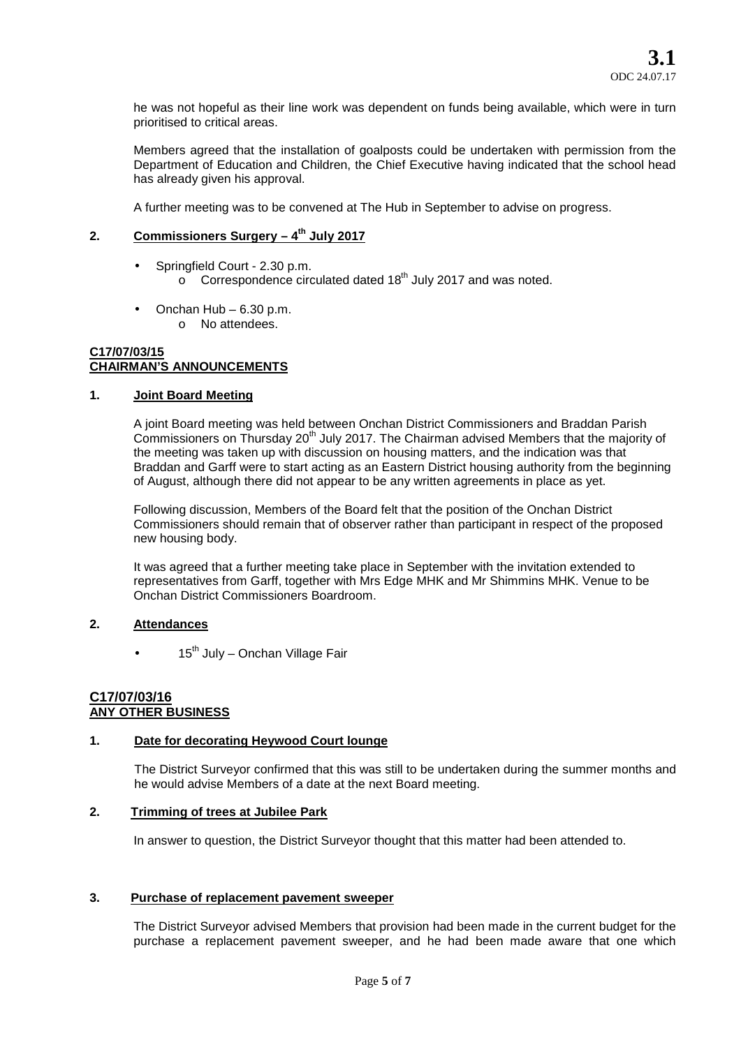he was not hopeful as their line work was dependent on funds being available, which were in turn prioritised to critical areas.

Members agreed that the installation of goalposts could be undertaken with permission from the Department of Education and Children, the Chief Executive having indicated that the school head has already given his approval.

A further meeting was to be convened at The Hub in September to advise on progress.

**2. <u>Commissioners Surgery – 4th July 2017</u>**

- Springfield Court - 2.30 p.m.
  - Correspondence circulated dated 18th July 2017 and was noted.
- Onchan Hub – 6.30 p.m.
  - No attendees.

**<u>C17/07/03/15</u>**
**<u>CHAIRMAN'S ANNOUNCEMENTS</u>**

**1. <u>Joint Board Meeting</u>**

A joint Board meeting was held between Onchan District Commissioners and Braddan Parish Commissioners on Thursday 20th July 2017. The Chairman advised Members that the majority of the meeting was taken up with discussion on housing matters, and the indication was that Braddan and Garff were to start acting as an Eastern District housing authority from the beginning of August, although there did not appear to be any written agreements in place as yet.

Following discussion, Members of the Board felt that the position of the Onchan District Commissioners should remain that of observer rather than participant in respect of the proposed new housing body.

It was agreed that a further meeting take place in September with the invitation extended to representatives from Garff, together with Mrs Edge MHK and Mr Shimmins MHK. Venue to be Onchan District Commissioners Boardroom.

**2. <u>Attendances</u>**

- 15th July – Onchan Village Fair

**<u>C17/07/03/16</u>**
**<u>ANY OTHER BUSINESS</u>**

**1. <u>Date for decorating Heywood Court lounge</u>**

The District Surveyor confirmed that this was still to be undertaken during the summer months and he would advise Members of a date at the next Board meeting.

**2. <u>Trimming of trees at Jubilee Park</u>**

In answer to question, the District Surveyor thought that this matter had been attended to.

**3. <u>Purchase of replacement pavement sweeper</u>**

The District Surveyor advised Members that provision had been made in the current budget for the purchase a replacement pavement sweeper, and he had been made aware that one which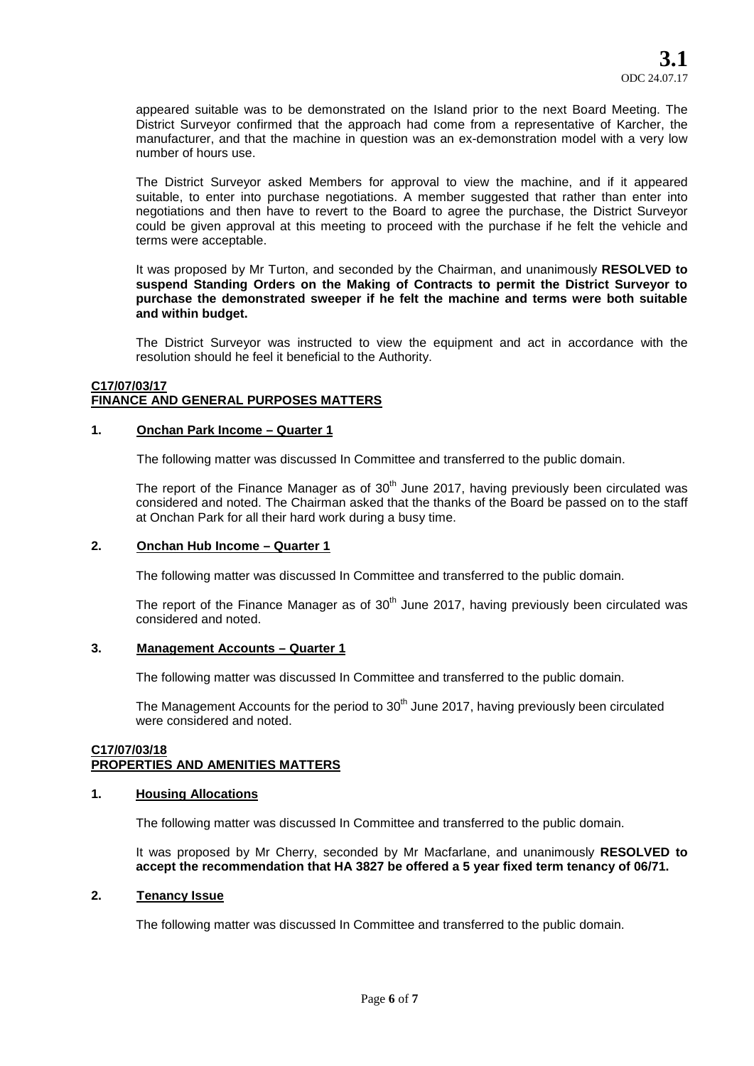appeared suitable was to be demonstrated on the Island prior to the next Board Meeting. The District Surveyor confirmed that the approach had come from a representative of Karcher, the manufacturer, and that the machine in question was an ex-demonstration model with a very low number of hours use.

The District Surveyor asked Members for approval to view the machine, and if it appeared suitable, to enter into purchase negotiations. A member suggested that rather than enter into negotiations and then have to revert to the Board to agree the purchase, the District Surveyor could be given approval at this meeting to proceed with the purchase if he felt the vehicle and terms were acceptable.

It was proposed by Mr Turton, and seconded by the Chairman, and unanimously **RESOLVED to suspend Standing Orders on the Making of Contracts to permit the District Surveyor to purchase the demonstrated sweeper if he felt the machine and terms were both suitable and within budget.**

The District Surveyor was instructed to view the equipment and act in accordance with the resolution should he feel it beneficial to the Authority.

**C17/07/03/17**
**FINANCE AND GENERAL PURPOSES MATTERS**

**1. Onchan Park Income – Quarter 1**

The following matter was discussed In Committee and transferred to the public domain.

The report of the Finance Manager as of 30th June 2017, having previously been circulated was considered and noted. The Chairman asked that the thanks of the Board be passed on to the staff at Onchan Park for all their hard work during a busy time.

**2. Onchan Hub Income – Quarter 1**

The following matter was discussed In Committee and transferred to the public domain.

The report of the Finance Manager as of 30th June 2017, having previously been circulated was considered and noted.

**3. Management Accounts – Quarter 1**

The following matter was discussed In Committee and transferred to the public domain.

The Management Accounts for the period to 30th June 2017, having previously been circulated were considered and noted.

**C17/07/03/18**
**PROPERTIES AND AMENITIES MATTERS**

**1. Housing Allocations**

The following matter was discussed In Committee and transferred to the public domain.

It was proposed by Mr Cherry, seconded by Mr Macfarlane, and unanimously **RESOLVED to accept the recommendation that HA 3827 be offered a 5 year fixed term tenancy of 06/71.**

**2. Tenancy Issue**

The following matter was discussed In Committee and transferred to the public domain.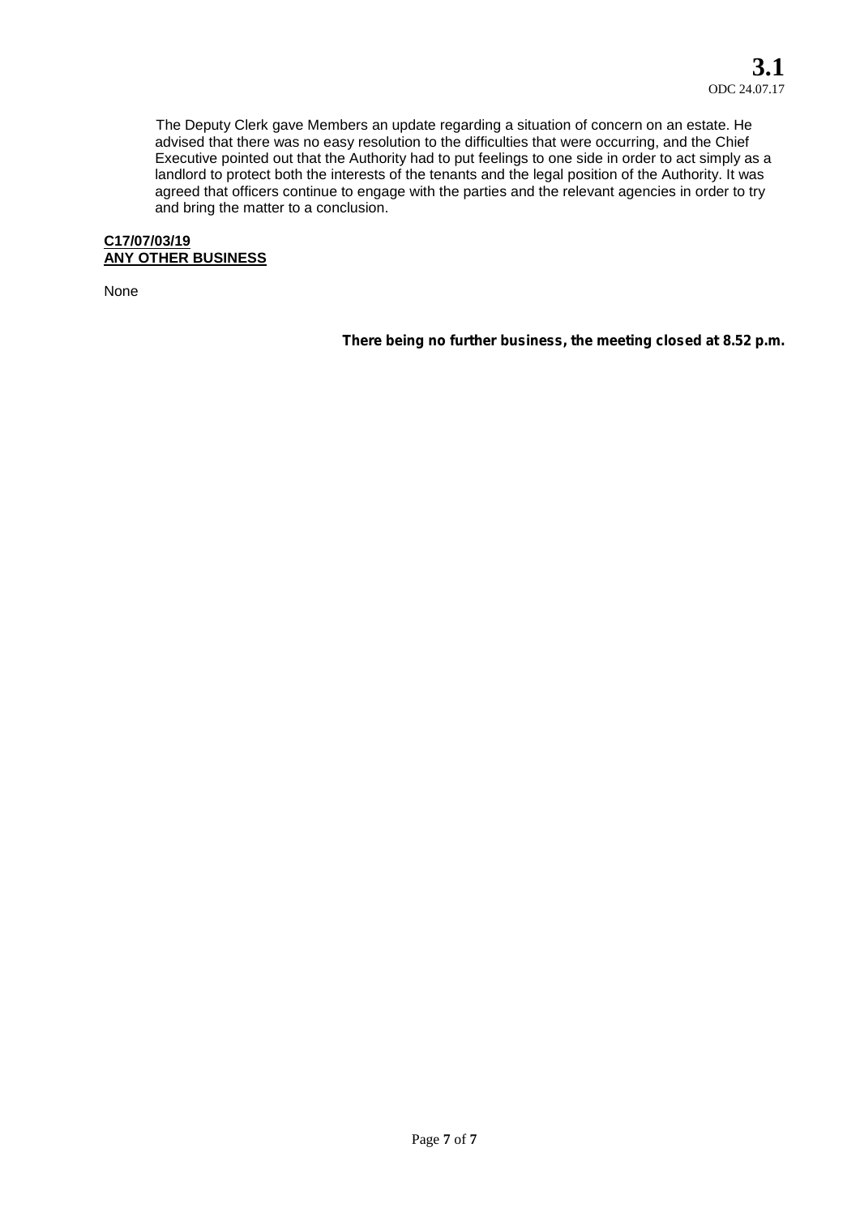The Deputy Clerk gave Members an update regarding a situation of concern on an estate. He advised that there was no easy resolution to the difficulties that were occurring, and the Chief Executive pointed out that the Authority had to put feelings to one side in order to act simply as a landlord to protect both the interests of the tenants and the legal position of the Authority. It was agreed that officers continue to engage with the parties and the relevant agencies in order to try and bring the matter to a conclusion.

**C17/07/03/19**
**ANY OTHER BUSINESS**

None

**There being no further business, the meeting closed at 8.52 p.m.**